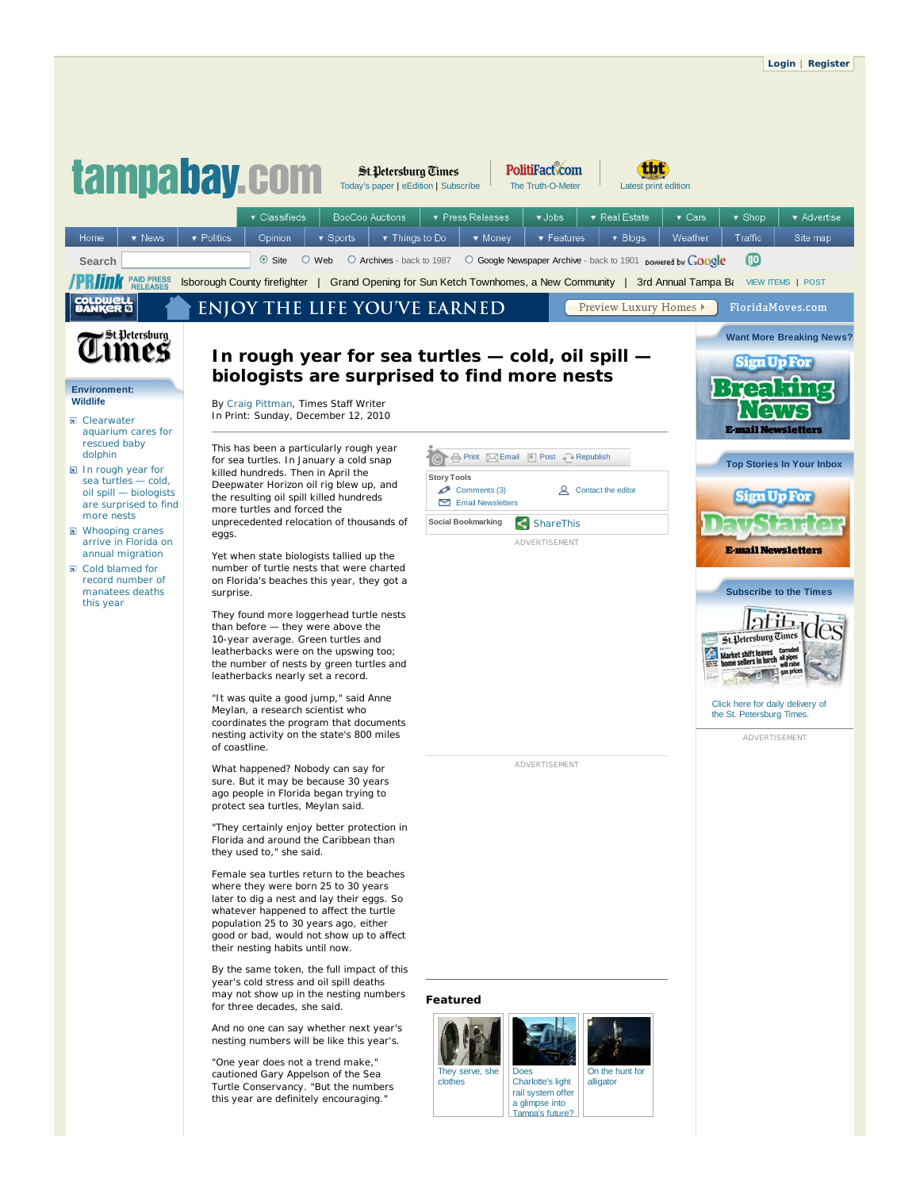# In rough year for sea turtles — cold, oil spill — biologists are surprised to find more nests

By Craig Pittman, Times Staff Writer
In Print: Sunday, December 12, 2010

This has been a particularly rough year for sea turtles. In January a cold snap killed hundreds. Then in April the Deepwater Horizon oil rig blew up, and the resulting oil spill killed hundreds more turtles and forced the unprecedented relocation of thousands of eggs.

Yet when state biologists tallied up the number of turtle nests that were charted on Florida's beaches this year, they got a surprise.

They found more loggerhead turtle nests than before — they were above the 10-year average. Green turtles and leatherbacks were on the upswing too; the number of nests by green turtles and leatherbacks nearly set a record.

"It was quite a good jump," said Anne Meylan, a research scientist who coordinates the program that documents nesting activity on the state's 800 miles of coastline.

What happened? Nobody can say for sure. But it may be because 30 years ago people in Florida began trying to protect sea turtles, Meylan said.

"They certainly enjoy better protection in Florida and around the Caribbean than they used to," she said.

Female sea turtles return to the beaches where they were born 25 to 30 years later to dig a nest and lay their eggs. So whatever happened to affect the turtle population 25 to 30 years ago, either good or bad, would not show up to affect their nesting habits until now.

By the same token, the full impact of this year's cold stress and oil spill deaths may not show up in the nesting numbers for three decades, she said.

And no one can say whether next year's nesting numbers will be like this year's.

"One year does not a trend make," cautioned Gary Appelson of the Sea Turtle Conservancy. "But the numbers this year are definitely encouraging."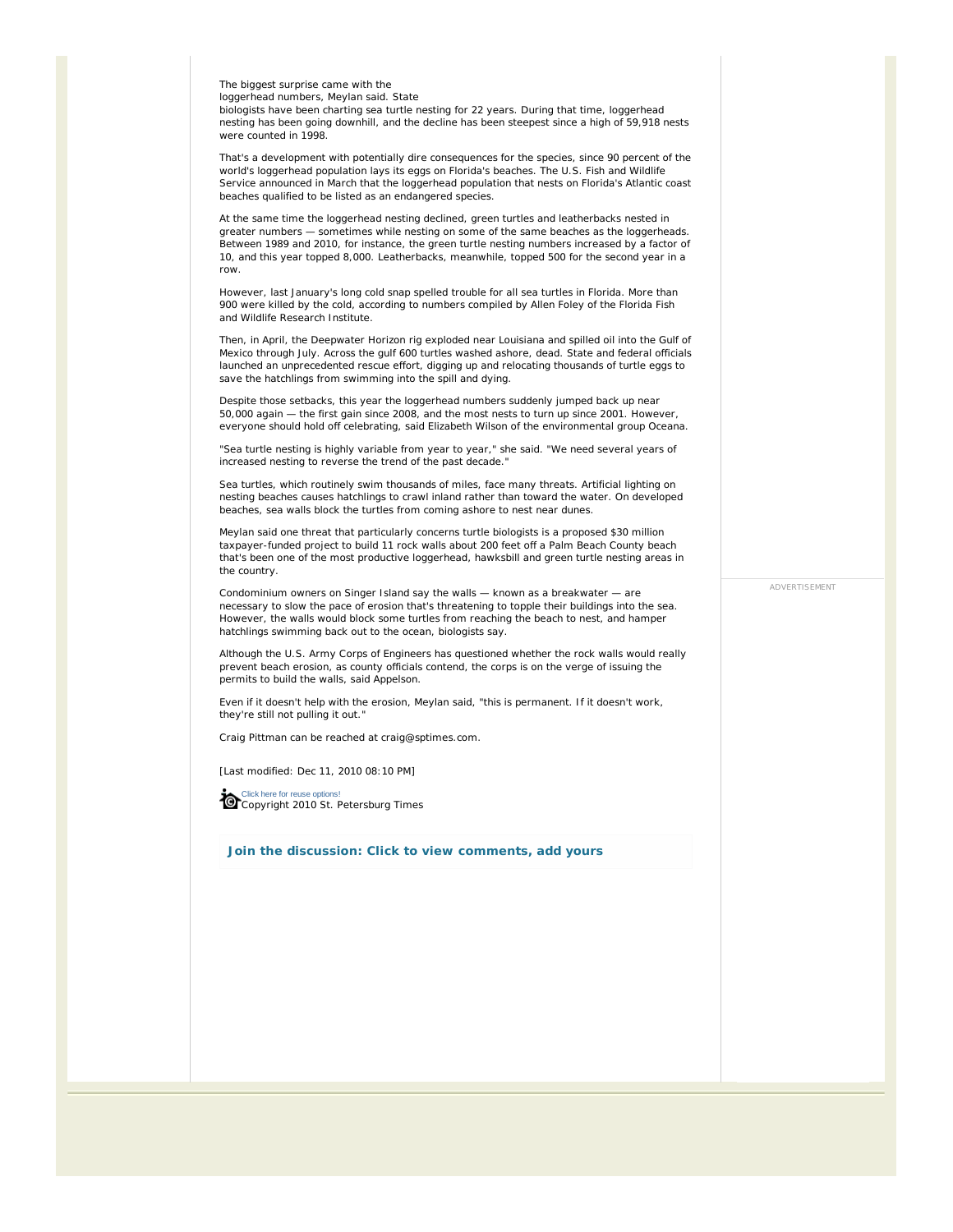The biggest surprise came with the loggerhead numbers, Meylan said. State biologists have been charting sea turtle nesting for 22 years. During that time, loggerhead nesting has been going downhill, and the decline has been steepest since a high of 59,918 nests were counted in 1998.

That's a development with potentially dire consequences for the species, since 90 percent of the world's loggerhead population lays its eggs on Florida's beaches. The U.S. Fish and Wildlife Service announced in March that the loggerhead population that nests on Florida's Atlantic coast beaches qualified to be listed as an endangered species.

At the same time the loggerhead nesting declined, green turtles and leatherbacks nested in greater numbers — sometimes while nesting on some of the same beaches as the loggerheads. Between 1989 and 2010, for instance, the green turtle nesting numbers increased by a factor of 10, and this year topped 8,000. Leatherbacks, meanwhile, topped 500 for the second year in a row.

However, last January's long cold snap spelled trouble for all sea turtles in Florida. More than 900 were killed by the cold, according to numbers compiled by Allen Foley of the Florida Fish and Wildlife Research Institute.

Then, in April, the Deepwater Horizon rig exploded near Louisiana and spilled oil into the Gulf of Mexico through July. Across the gulf 600 turtles washed ashore, dead. State and federal officials launched an unprecedented rescue effort, digging up and relocating thousands of turtle eggs to save the hatchlings from swimming into the spill and dying.

Despite those setbacks, this year the loggerhead numbers suddenly jumped back up near 50,000 again — the first gain since 2008, and the most nests to turn up since 2001. However, everyone should hold off celebrating, said Elizabeth Wilson of the environmental group Oceana.

"Sea turtle nesting is highly variable from year to year," she said. "We need several years of increased nesting to reverse the trend of the past decade."

Sea turtles, which routinely swim thousands of miles, face many threats. Artificial lighting on nesting beaches causes hatchlings to crawl inland rather than toward the water. On developed beaches, sea walls block the turtles from coming ashore to nest near dunes.

Meylan said one threat that particularly concerns turtle biologists is a proposed $30 million taxpayer-funded project to build 11 rock walls about 200 feet off a Palm Beach County beach that's been one of the most productive loggerhead, hawksbill and green turtle nesting areas in the country.

Condominium owners on Singer Island say the walls — known as a breakwater — are necessary to slow the pace of erosion that's threatening to topple their buildings into the sea. However, the walls would block some turtles from reaching the beach to nest, and hamper hatchlings swimming back out to the ocean, biologists say.

Although the U.S. Army Corps of Engineers has questioned whether the rock walls would really prevent beach erosion, as county officials contend, the corps is on the verge of issuing the permits to build the walls, said Appelson.

Even if it doesn't help with the erosion, Meylan said, "this is permanent. If it doesn't work, they're still not pulling it out."

Craig Pittman can be reached at craig@sptimes.com.

[Last modified: Dec 11, 2010 08:10 PM]

Click here for reuse options!
Copyright 2010 St. Petersburg Times

**Join the discussion: Click to view comments, add yours**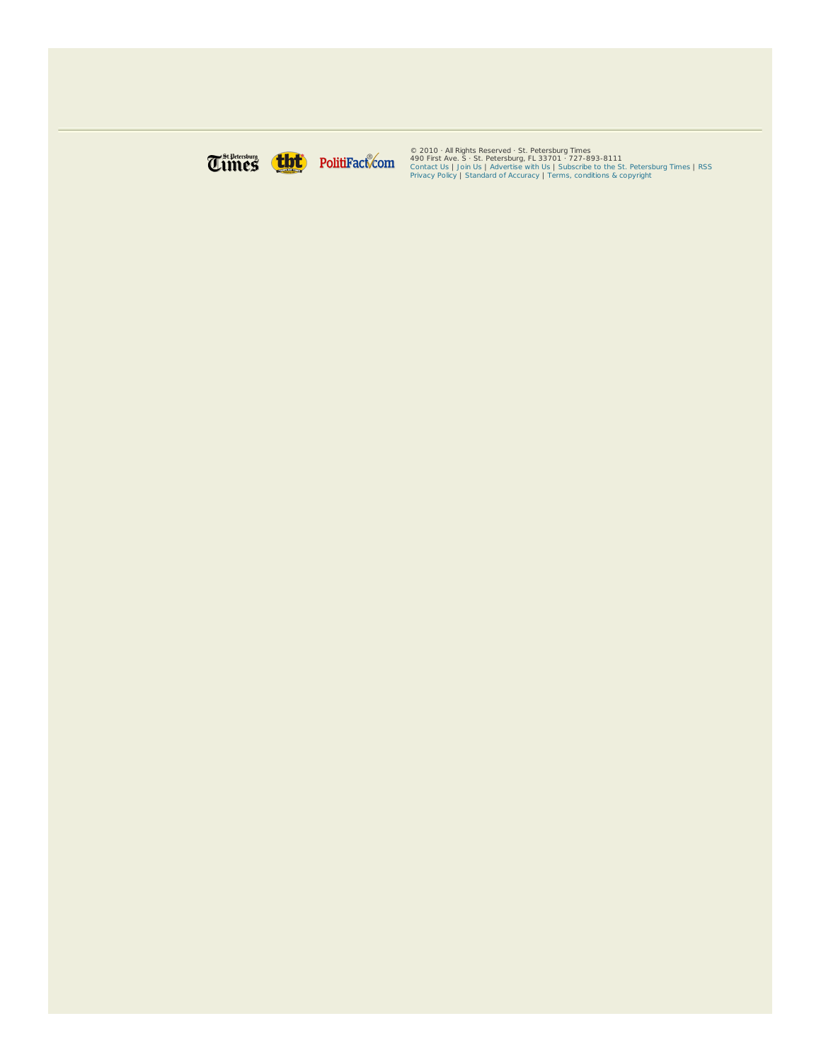© 2010 · All Rights Reserved · St. Petersburg Times
490 First Ave. S · St. Petersburg, FL 33701 · 727-893-8111
Contact Us | Join Us | Advertise with Us | Subscribe to the St. Petersburg Times | RSS
Privacy Policy | Standard of Accuracy | Terms, conditions & copyright